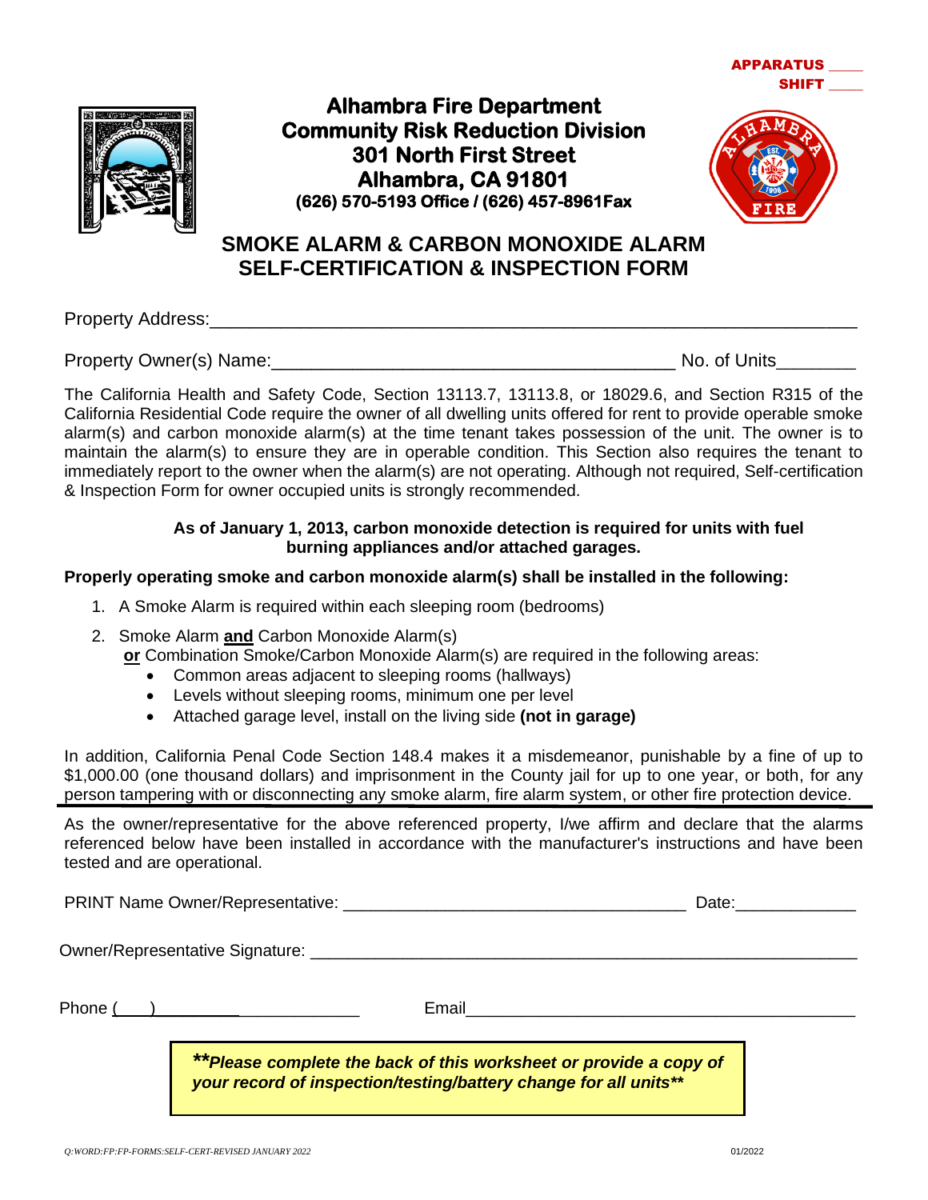APPARATUS ____
SHIFT ____

**Alhambra Fire Department**
**Community Risk Reduction Division**
**301 North First Street**
**Alhambra, CA 91801**
**(626) 570-5193 Office / (626) 457-8961Fax**

# SMOKE ALARM & CARBON MONOXIDE ALARM SELF-CERTIFICATION & INSPECTION FORM

Property Address:________________________________________________________________

Property Owner(s) Name:________________________________________ No. of Units________

The California Health and Safety Code, Section 13113.7, 13113.8, or 18029.6, and Section R315 of the California Residential Code require the owner of all dwelling units offered for rent to provide operable smoke alarm(s) and carbon monoxide alarm(s) at the time tenant takes possession of the unit. The owner is to maintain the alarm(s) to ensure they are in operable condition. This Section also requires the tenant to immediately report to the owner when the alarm(s) are not operating. Although not required, Self-certification & Inspection Form for owner occupied units is strongly recommended.

**As of January 1, 2013, carbon monoxide detection is required for units with fuel burning appliances and/or attached garages.**

**Properly operating smoke and carbon monoxide alarm(s) shall be installed in the following:**

1. A Smoke Alarm is required within each sleeping room (bedrooms)
2. Smoke Alarm **and** Carbon Monoxide Alarm(s)
   **or** Combination Smoke/Carbon Monoxide Alarm(s) are required in the following areas:
   - Common areas adjacent to sleeping rooms (hallways)
   - Levels without sleeping rooms, minimum one per level
   - Attached garage level, install on the living side **(not in garage)**

In addition, California Penal Code Section 148.4 makes it a misdemeanor, punishable by a fine of up to $1,000.00 (one thousand dollars) and imprisonment in the County jail for up to one year, or both, for any person tampering with or disconnecting any smoke alarm, fire alarm system, or other fire protection device.

---

As the owner/representative for the above referenced property, I/we affirm and declare that the alarms referenced below have been installed in accordance with the manufacturer's instructions and have been tested and are operational.

PRINT Name Owner/Representative: ____________________________________ Date:____________

Owner/Representative Signature: __________________________________________________________

Phone (___)______________________ Email_________________________________________

***Please complete the back of this worksheet or provide a copy of your record of inspection/testing/battery change for all units***

Q:WORD:FP:FP-FORMS:SELF-CERT-REVISED JANUARY 2022 01/2022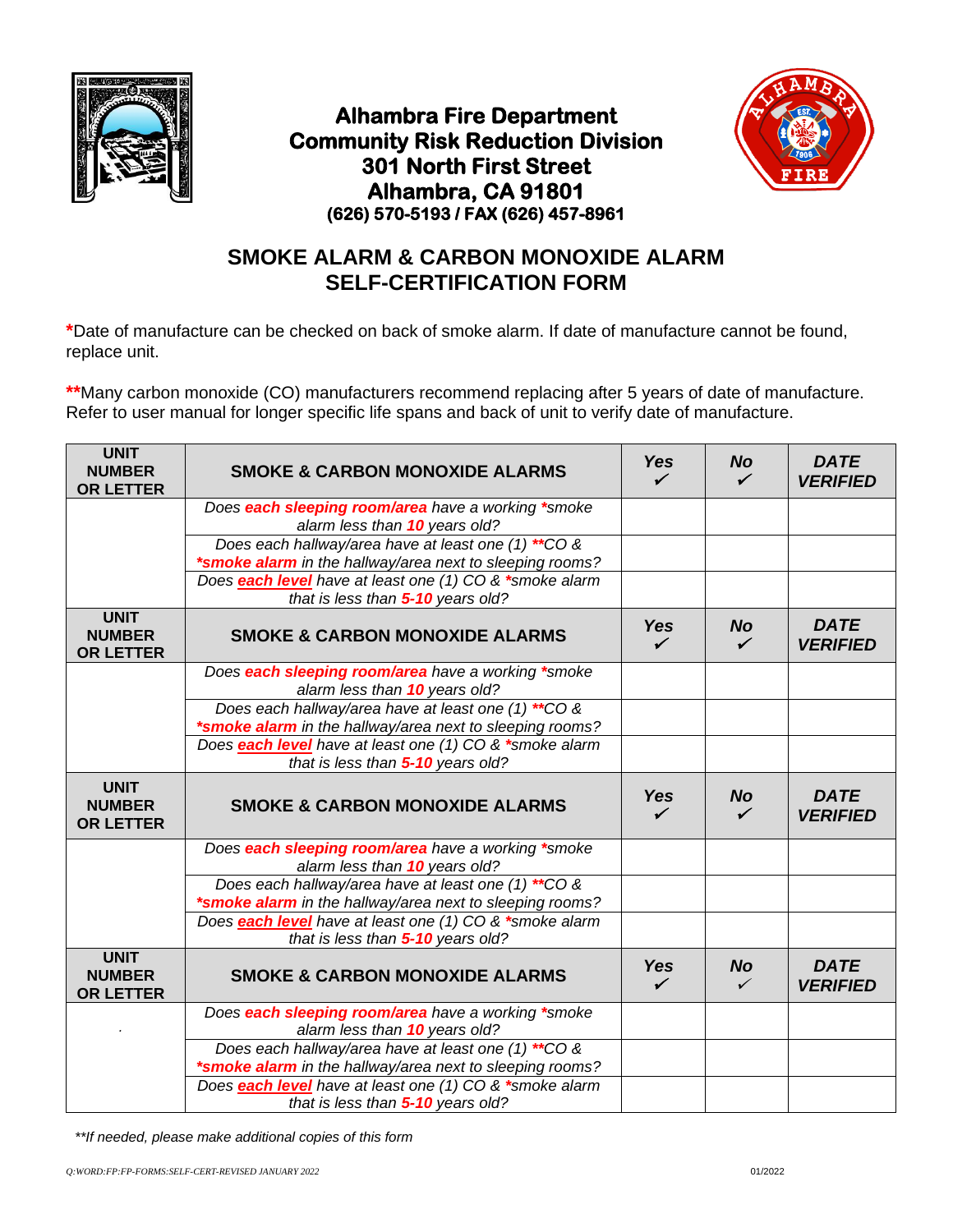**Alhambra Fire Department**
**Community Risk Reduction Division**
**301 North First Street**
**Alhambra, CA 91801**
**(626) 570-5193 / FAX (626) 457-8961**

## SMOKE ALARM & CARBON MONOXIDE ALARM SELF-CERTIFICATION FORM

***Date of manufacture can be checked on back of smoke alarm. If date of manufacture cannot be found, replace unit.**

****Many carbon monoxide (CO) manufacturers recommend replacing after 5 years of date of manufacture. Refer to user manual for longer specific life spans and back of unit to verify date of manufacture.**

| UNIT NUMBER OR LETTER | SMOKE & CARBON MONOXIDE ALARMS | Yes ✓ | No ✓ | DATE VERIFIED |
|---|---|---|---|---|
| | *Does **each sleeping room/area** have a working *smoke alarm less than **10** years old?* | | | |
| | *Does each hallway/area have at least one (1) **CO & ***smoke alarm** in the hallway/area next to sleeping rooms?* | | | |
| | *Does **each level** have at least one (1) CO & *smoke alarm that is less than **5-10** years old?* | | | |
| **UNIT NUMBER OR LETTER** | **SMOKE & CARBON MONOXIDE ALARMS** | ***Yes ✓*** | ***No ✓*** | ***DATE VERIFIED*** |
| | *Does **each sleeping room/area** have a working *smoke alarm less than **10** years old?* | | | |
| | *Does each hallway/area have at least one (1) **CO & ***smoke alarm** in the hallway/area next to sleeping rooms?* | | | |
| | *Does **each level** have at least one (1) CO & *smoke alarm that is less than **5-10** years old?* | | | |
| **UNIT NUMBER OR LETTER** | **SMOKE & CARBON MONOXIDE ALARMS** | ***Yes ✓*** | ***No ✓*** | ***DATE VERIFIED*** |
| | *Does **each sleeping room/area** have a working *smoke alarm less than **10** years old?* | | | |
| | *Does each hallway/area have at least one (1) **CO & ***smoke alarm** in the hallway/area next to sleeping rooms?* | | | |
| | *Does **each level** have at least one (1) CO & *smoke alarm that is less than **5-10** years old?* | | | |
| **UNIT NUMBER OR LETTER** | **SMOKE & CARBON MONOXIDE ALARMS** | ***Yes ✓*** | ***No ✓*** | ***DATE VERIFIED*** |
| . | *Does **each sleeping room/area** have a working *smoke alarm less than **10** years old?* | | | |
| | *Does each hallway/area have at least one (1) **CO & ***smoke alarm** in the hallway/area next to sleeping rooms?* | | | |
| | *Does **each level** have at least one (1) CO & *smoke alarm that is less than **5-10** years old?* | | | |

***If needed, please make additional copies of this form*

*Q:WORD:FP:FP-FORMS:SELF-CERT-REVISED JANUARY 2022* 01/2022